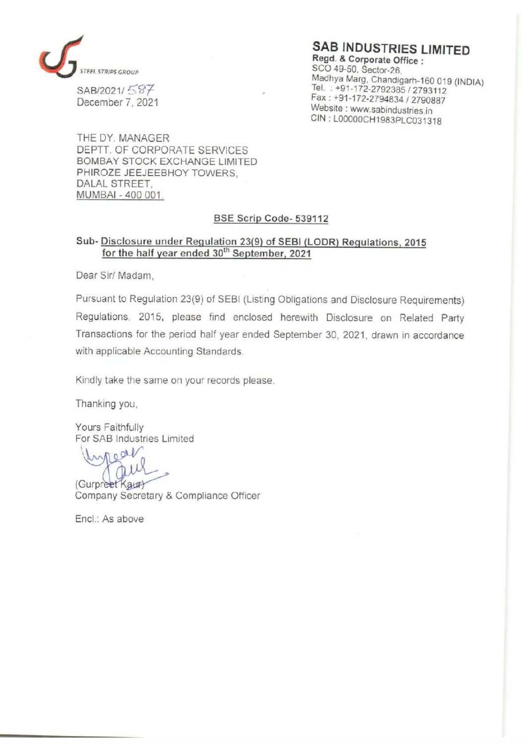STEEL STRIPS GROUP

**SAB INDUSTRIES LIMITED**

**Regd. & Corporate Office :**
SCO 49-50, Sector-26,
Madhya Marg, Chandigarh-160 019 (INDIA)
Tel. : +91-172-2792385 / 2793112
Fax : +91-172-2794834 / 2790887
Website : www.sabindustries.in
CIN : L00000CH1983PLC031318

SAB/2021/ 587
December 7, 2021

THE DY. MANAGER
DEPTT. OF CORPORATE SERVICES
BOMBAY STOCK EXCHANGE LIMITED
PHIROZE JEEJEEBHOY TOWERS,
DALAL STREET,
MUMBAI - 400 001.

**BSE Scrip Code- 539112**

**Sub- Disclosure under Regulation 23(9) of SEBI (LODR) Regulations, 2015 for the half year ended 30th September, 2021**

Dear Sir/ Madam,

Pursuant to Regulation 23(9) of SEBI (Listing Obligations and Disclosure Requirements) Regulations, 2015, please find enclosed herewith Disclosure on Related Party Transactions for the period half year ended September 30, 2021, drawn in accordance with applicable Accounting Standards.

Kindly take the same on your records please.

Thanking you,

Yours Faithfully
For SAB Industries Limited

(Gurpreet Kaur)
Company Secretary & Compliance Officer

Encl.: As above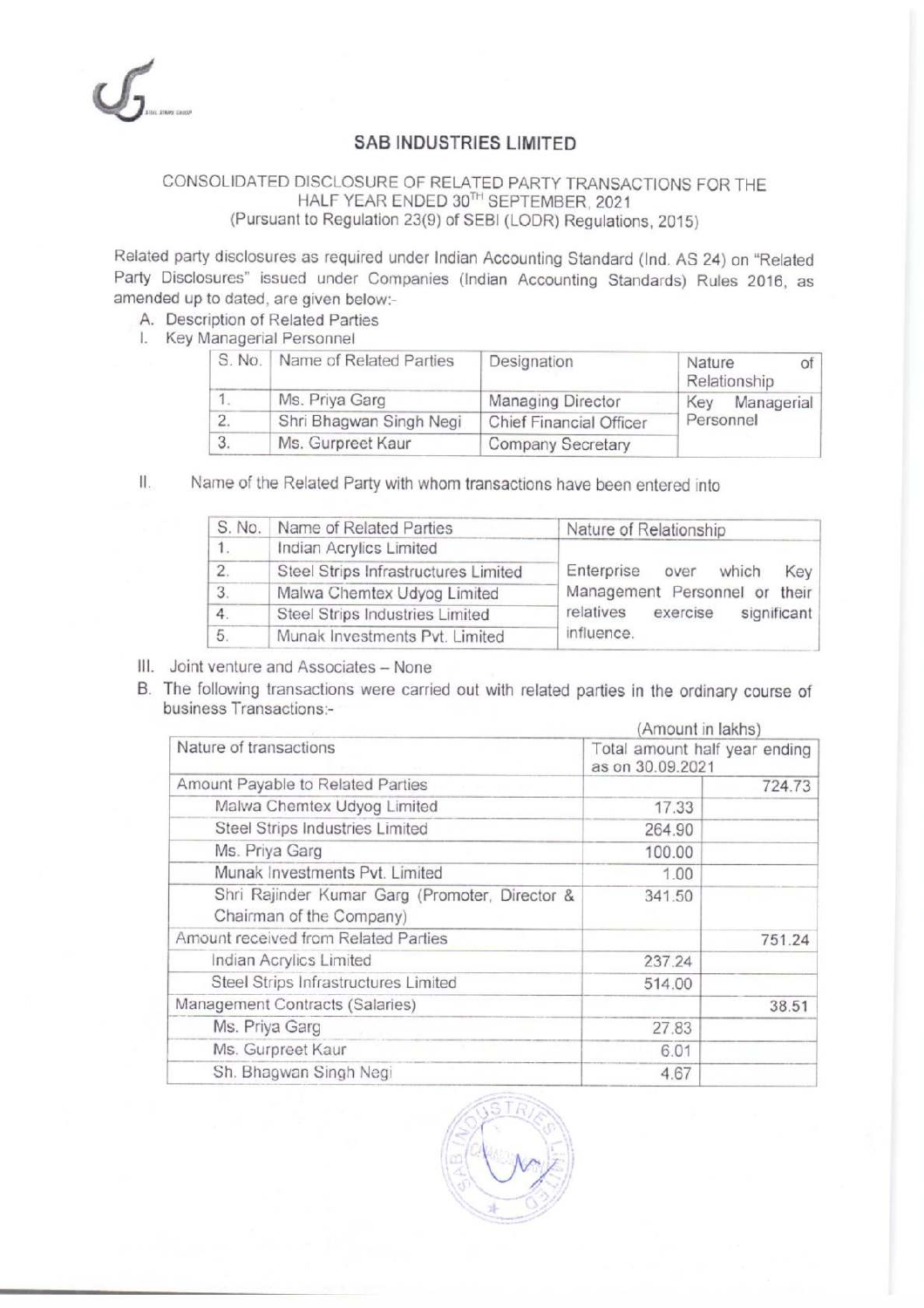# SAB INDUSTRIES LIMITED

CONSOLIDATED DISCLOSURE OF RELATED PARTY TRANSACTIONS FOR THE HALF YEAR ENDED 30TH SEPTEMBER, 2021
(Pursuant to Regulation 23(9) of SEBI (LODR) Regulations, 2015)

Related party disclosures as required under Indian Accounting Standard (Ind. AS 24) on "Related Party Disclosures" issued under Companies (Indian Accounting Standards) Rules 2016, as amended up to dated, are given below:-

A. Description of Related Parties

I. Key Managerial Personnel

| S. No. | Name of Related Parties | Designation | Nature of Relationship |
|---|---|---|---|
| 1. | Ms. Priya Garg | Managing Director | Key Managerial Personnel |
| 2. | Shri Bhagwan Singh Negi | Chief Financial Officer | |
| 3. | Ms. Gurpreet Kaur | Company Secretary | |

II. Name of the Related Party with whom transactions have been entered into

| S. No. | Name of Related Parties | Nature of Relationship |
|---|---|---|
| 1. | Indian Acrylics Limited | Enterprise over which Key Management Personnel or their relatives exercise significant influence. |
| 2. | Steel Strips Infrastructures Limited | |
| 3. | Malwa Chemtex Udyog Limited | |
| 4. | Steel Strips Industries Limited | |
| 5. | Munak Investments Pvt. Limited | |

III. Joint venture and Associates – None

B. The following transactions were carried out with related parties in the ordinary course of business Transactions:-

(Amount in lakhs)

| Nature of transactions | Total amount half year ending as on 30.09.2021 | |
|---|---|---|
| Amount Payable to Related Parties | | 724.73 |
| Malwa Chemtex Udyog Limited | 17.33 | |
| Steel Strips Industries Limited | 264.90 | |
| Ms. Priya Garg | 100.00 | |
| Munak Investments Pvt. Limited | 1.00 | |
| Shri Rajinder Kumar Garg (Promoter, Director & Chairman of the Company) | 341.50 | |
| Amount received from Related Parties | | 751.24 |
| Indian Acrylics Limited | 237.24 | |
| Steel Strips Infrastructures Limited | 514.00 | |
| Management Contracts (Salaries) | | 38.51 |
| Ms. Priya Garg | 27.83 | |
| Ms. Gurpreet Kaur | 6.01 | |
| Sh. Bhagwan Singh Negi | 4.67 | |